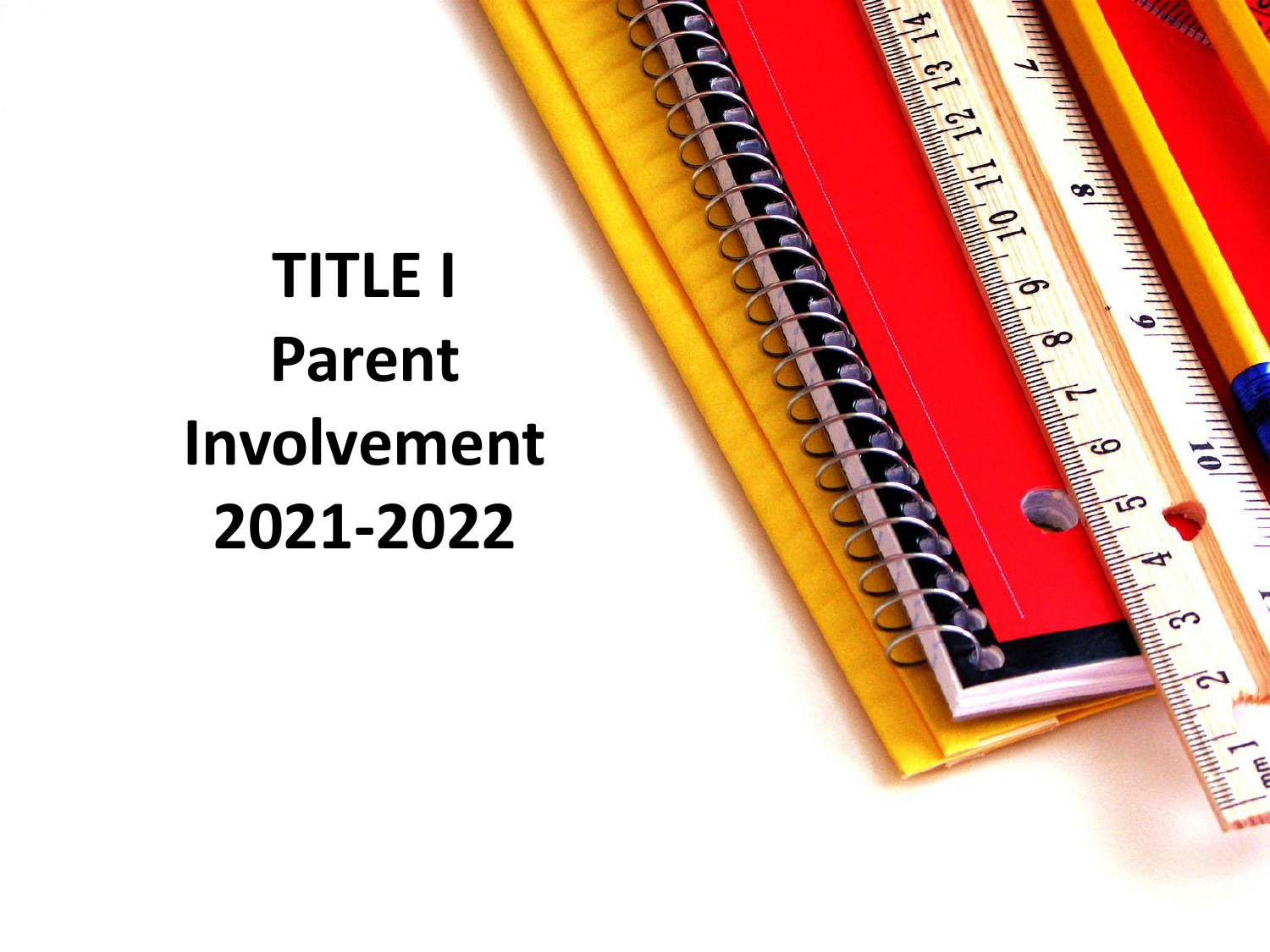# TITLE I Parent Involvement 2021-2022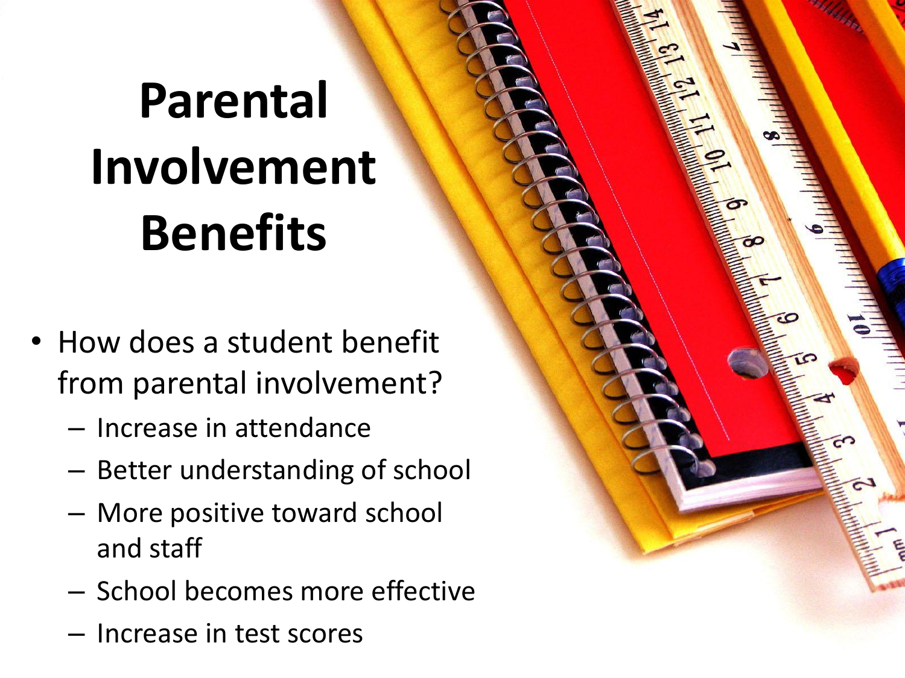# Parental Involvement Benefits

- How does a student benefit from parental involvement?
  - Increase in attendance
  - Better understanding of school
  - More positive toward school and staff
  - School becomes more effective
  - Increase in test scores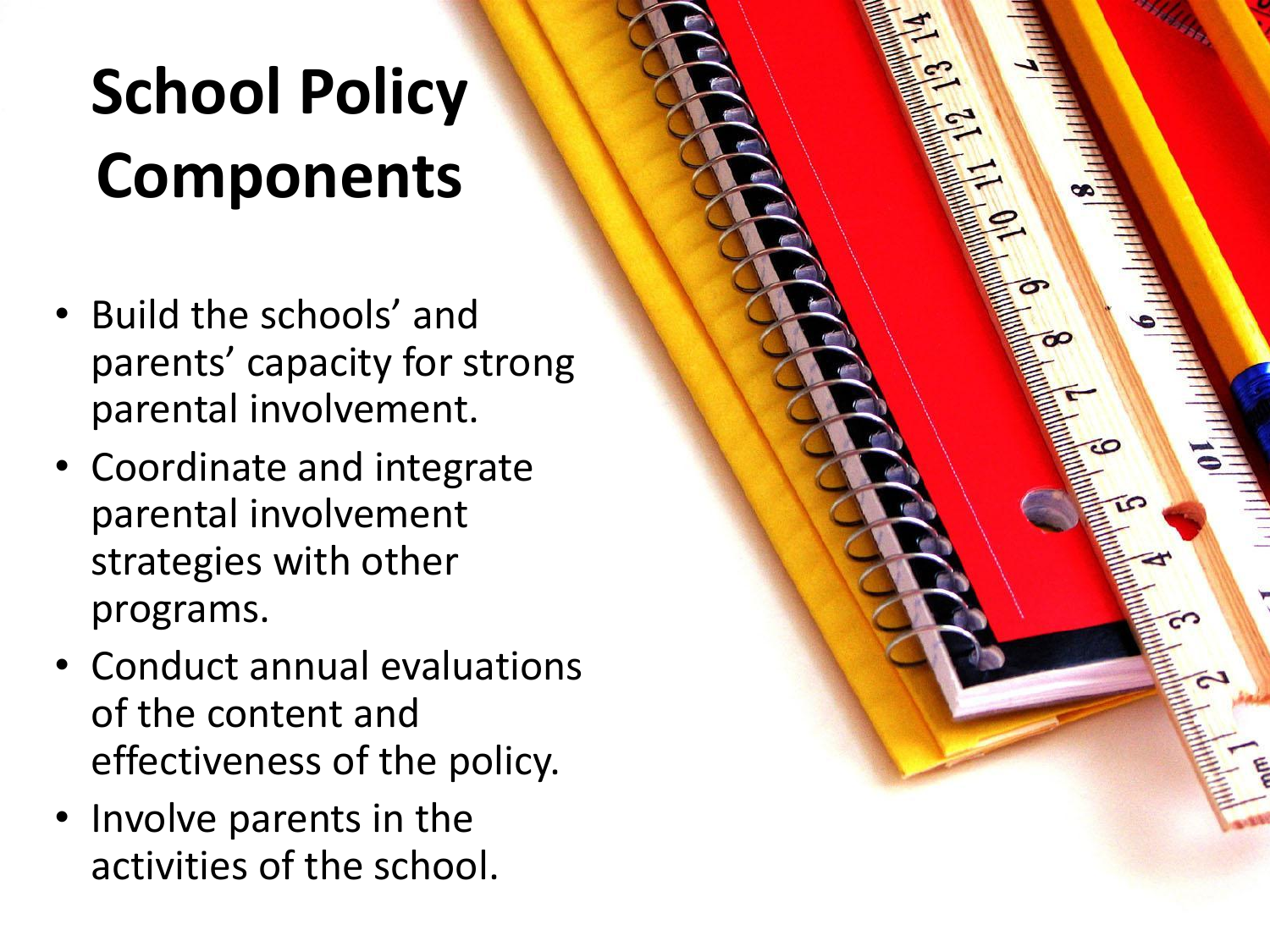# School Policy Components

- Build the schools' and parents' capacity for strong parental involvement.
- Coordinate and integrate parental involvement strategies with other programs.
- Conduct annual evaluations of the content and effectiveness of the policy.
- Involve parents in the activities of the school.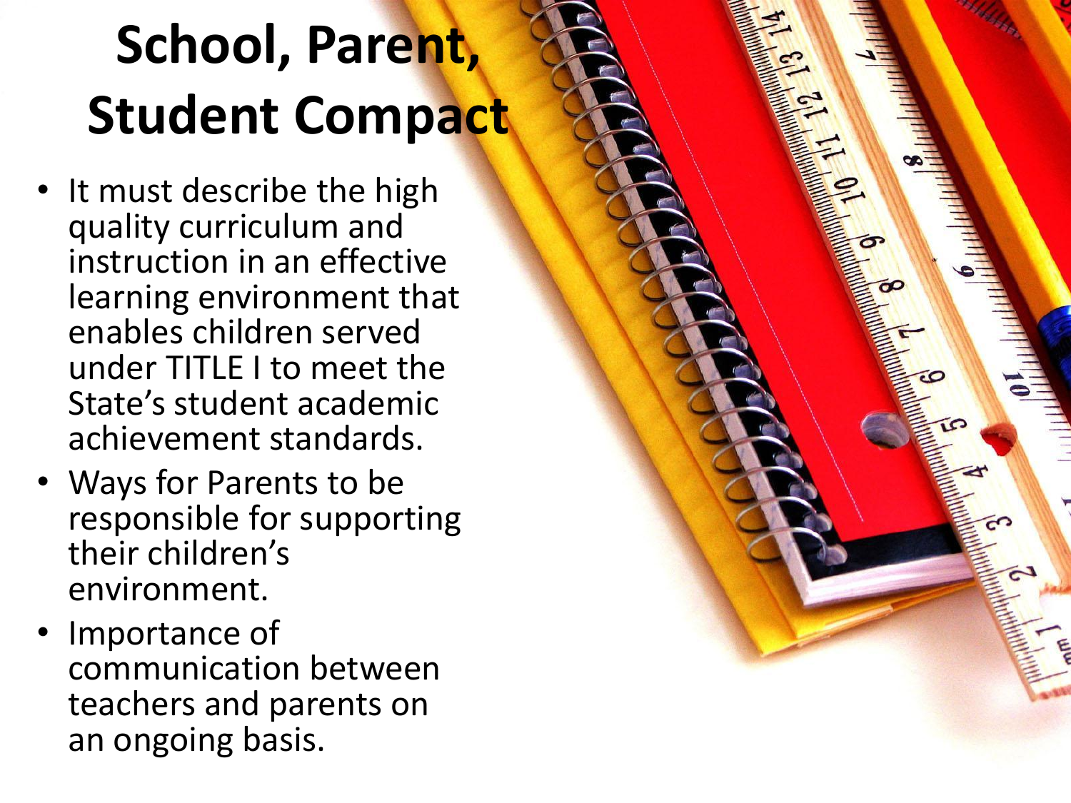# School, Parent, Student Compact

- It must describe the high quality curriculum and instruction in an effective learning environment that enables children served under TITLE I to meet the State's student academic achievement standards.
- Ways for Parents to be responsible for supporting their children's environment.
- Importance of communication between teachers and parents on an ongoing basis.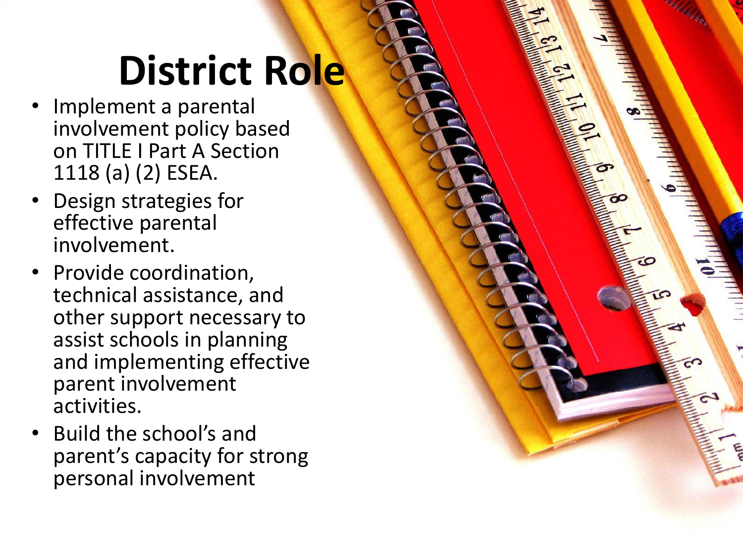# District Role

- Implement a parental involvement policy based on TITLE I Part A Section 1118 (a) (2) ESEA.
- Design strategies for effective parental involvement.
- Provide coordination, technical assistance, and other support necessary to assist schools in planning and implementing effective parent involvement activities.
- Build the school's and parent's capacity for strong personal involvement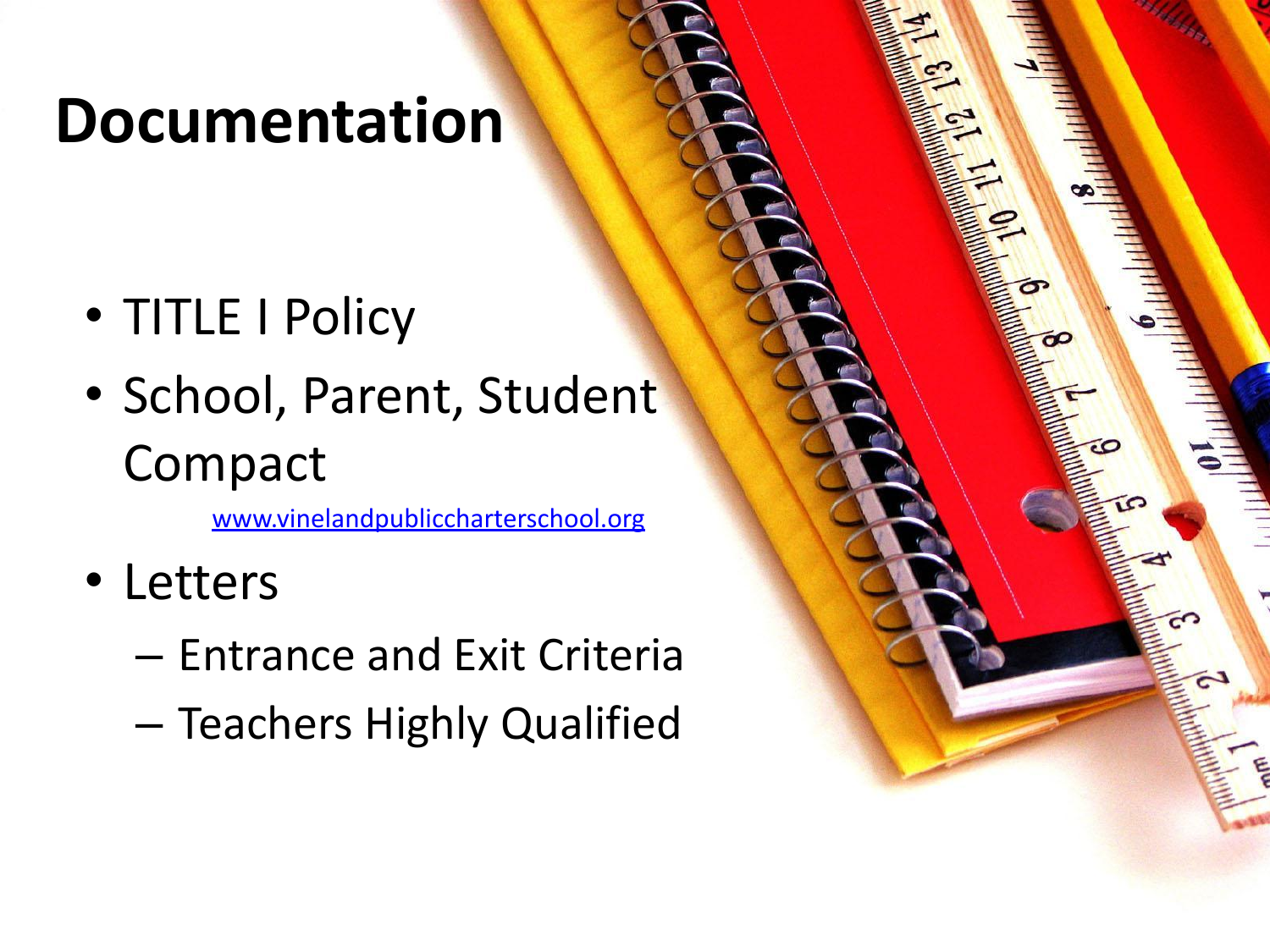# Documentation

- TITLE I Policy
- School, Parent, Student Compact

  www.vinelandpubliccharterschool.org

- Letters
  - Entrance and Exit Criteria
  - Teachers Highly Qualified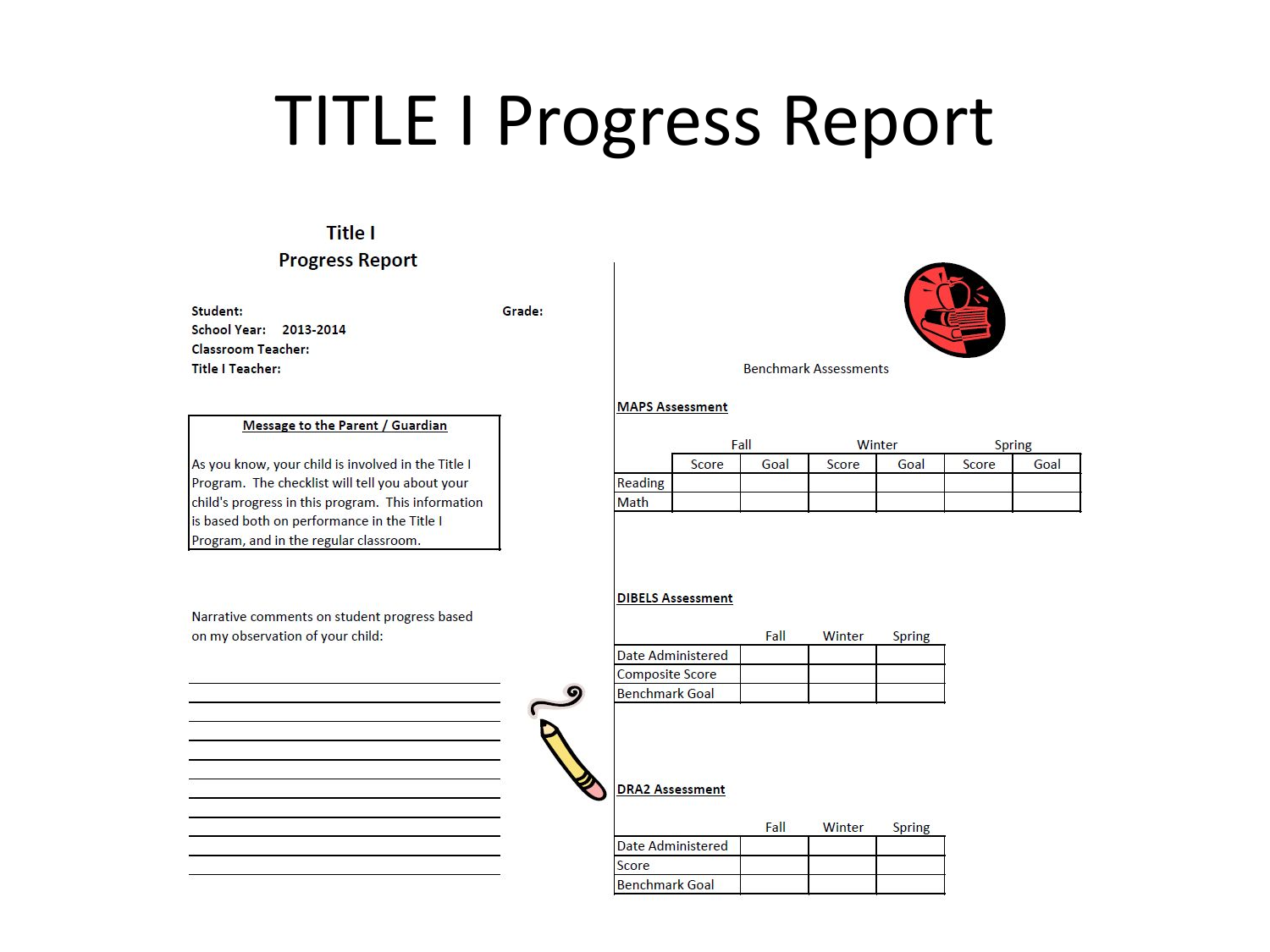# TITLE I Progress Report

## Title I
## Progress Report

**Student:** **Grade:**
**School Year:** 2013-2014
**Classroom Teacher:**
**Title I Teacher:**

**Message to the Parent / Guardian**

As you know, your child is involved in the Title I Program. The checklist will tell you about your child's progress in this program. This information is based both on performance in the Title I Program, and in the regular classroom.

Narrative comments on student progress based on my observation of your child:

______________________________________

______________________________________

______________________________________

______________________________________

______________________________________

______________________________________

______________________________________

______________________________________

______________________________________

______________________________________

Benchmark Assessments

**MAPS Assessment**

| | Fall | | Winter | | Spring | |
|---|---|---|---|---|---|---|
| | Score | Goal | Score | Goal | Score | Goal |
| Reading | | | | | | |
| Math | | | | | | |

**DIBELS Assessment**

| | Fall | Winter | Spring |
|---|---|---|---|
| Date Administered | | | |
| Composite Score | | | |
| Benchmark Goal | | | |

**DRA2 Assessment**

| | Fall | Winter | Spring |
|---|---|---|---|
| Date Administered | | | |
| Score | | | |
| Benchmark Goal | | | |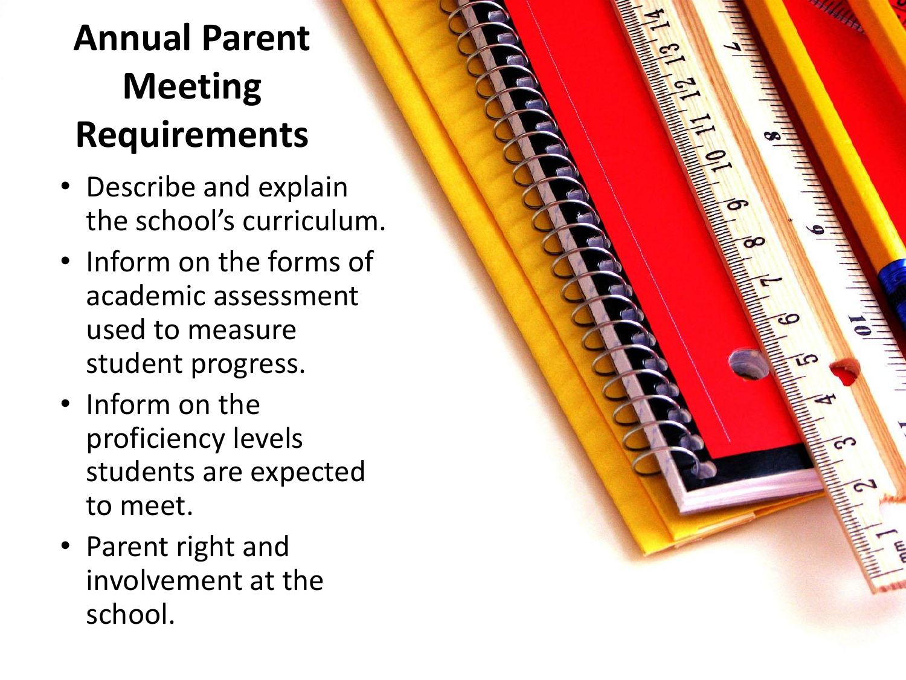# Annual Parent Meeting Requirements

- Describe and explain the school's curriculum.
- Inform on the forms of academic assessment used to measure student progress.
- Inform on the proficiency levels students are expected to meet.
- Parent right and involvement at the school.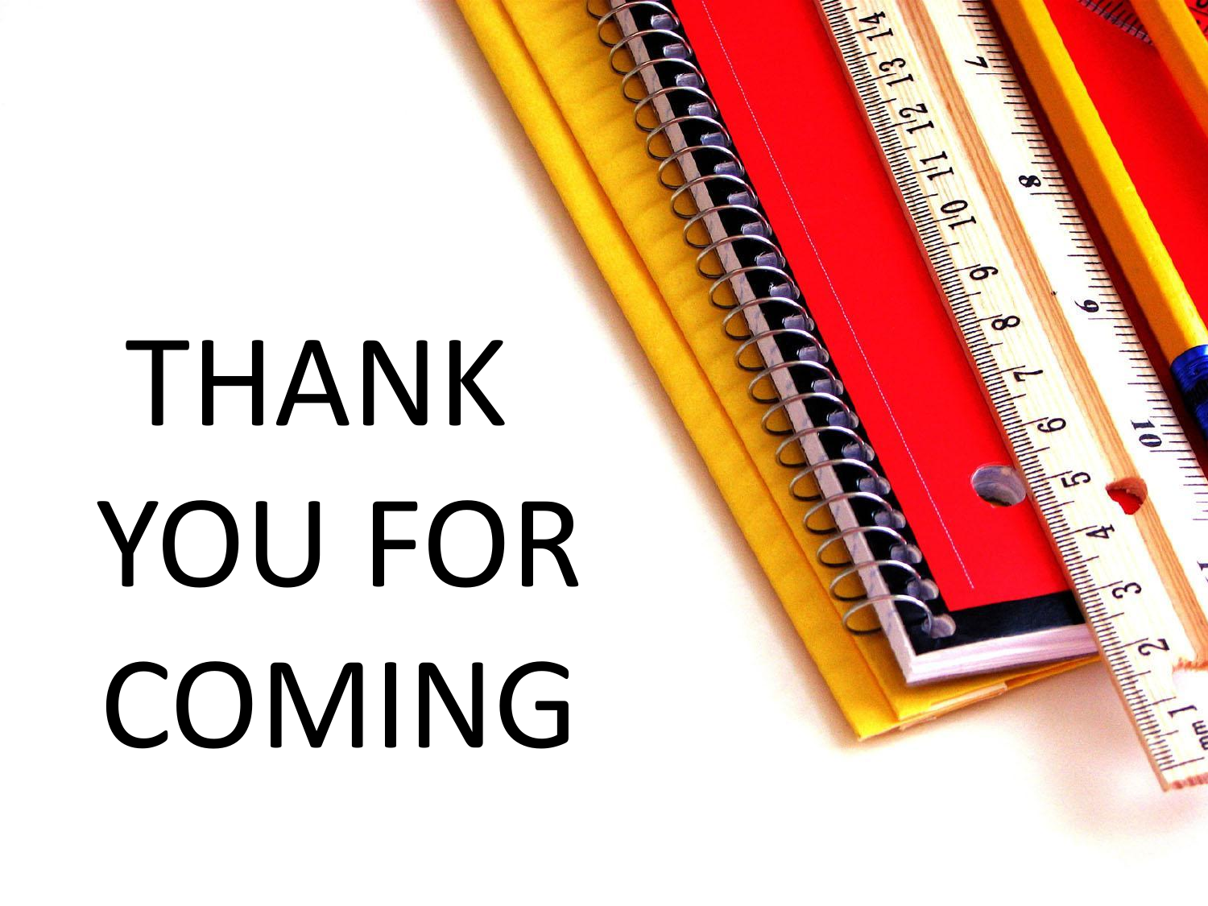# THANK YOU FOR COMING